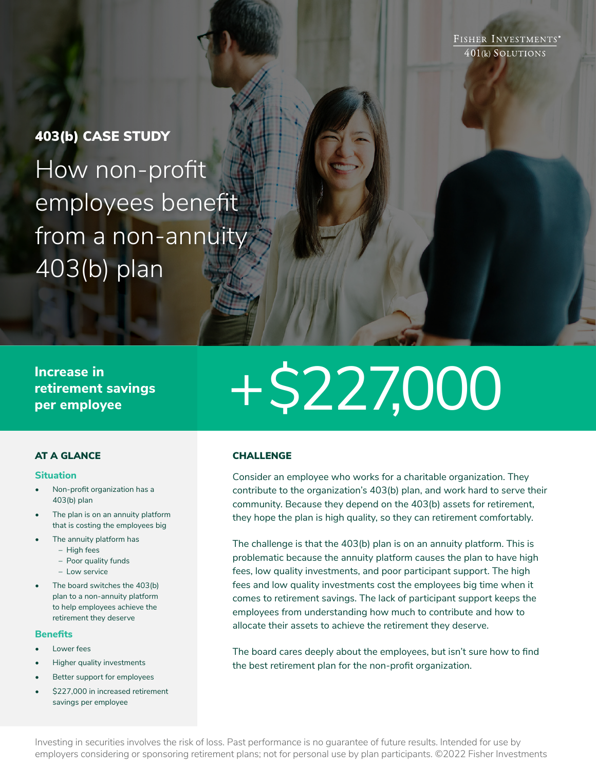Fisher Investments®
401(k) Solutions

**403(b) CASE STUDY**

# How non-profit employees benefit from a non-annuity 403(b) plan

**Increase in retirement savings per employee**

**+$227,000**

## AT A GLANCE

### Situation

- Non-profit organization has a 403(b) plan
- The plan is on an annuity platform that is costing the employees big
- The annuity platform has
  - High fees
  - Poor quality funds
  - Low service
- The board switches the 403(b) plan to a non-annuity platform to help employees achieve the retirement they deserve

### Benefits

- Lower fees
- Higher quality investments
- Better support for employees
- $227,000 in increased retirement savings per employee

## CHALLENGE

Consider an employee who works for a charitable organization. They contribute to the organization's 403(b) plan, and work hard to serve their community. Because they depend on the 403(b) assets for retirement, they hope the plan is high quality, so they can retirement comfortably.

The challenge is that the 403(b) plan is on an annuity platform. This is problematic because the annuity platform causes the plan to have high fees, low quality investments, and poor participant support. The high fees and low quality investments cost the employees big time when it comes to retirement savings. The lack of participant support keeps the employees from understanding how much to contribute and how to allocate their assets to achieve the retirement they deserve.

The board cares deeply about the employees, but isn't sure how to find the best retirement plan for the non-profit organization.

Investing in securities involves the risk of loss. Past performance is no guarantee of future results. Intended for use by employers considering or sponsoring retirement plans; not for personal use by plan participants. ©2022 Fisher Investments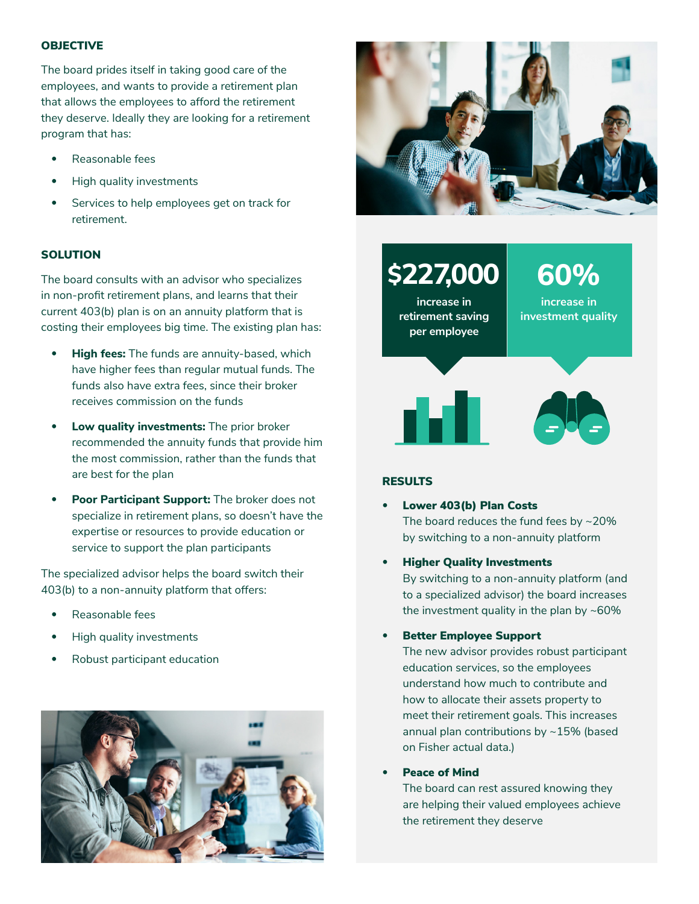## OBJECTIVE

The board prides itself in taking good care of the employees, and wants to provide a retirement plan that allows the employees to afford the retirement they deserve. Ideally they are looking for a retirement program that has:

- Reasonable fees
- High quality investments
- Services to help employees get on track for retirement.

## SOLUTION

The board consults with an advisor who specializes in non-profit retirement plans, and learns that their current 403(b) plan is on an annuity platform that is costing their employees big time. The existing plan has:

- **High fees:** The funds are annuity-based, which have higher fees than regular mutual funds. The funds also have extra fees, since their broker receives commission on the funds
- **Low quality investments:** The prior broker recommended the annuity funds that provide him the most commission, rather than the funds that are best for the plan
- **Poor Participant Support:** The broker does not specialize in retirement plans, so doesn't have the expertise or resources to provide education or service to support the plan participants

The specialized advisor helps the board switch their 403(b) to a non-annuity platform that offers:

- Reasonable fees
- High quality investments
- Robust participant education

**$227,000**
increase in retirement saving per employee

**60%**
increase in investment quality

## RESULTS

- **Lower 403(b) Plan Costs**
  The board reduces the fund fees by ~20% by switching to a non-annuity platform
- **Higher Quality Investments**
  By switching to a non-annuity platform (and to a specialized advisor) the board increases the investment quality in the plan by ~60%
- **Better Employee Support**
  The new advisor provides robust participant education services, so the employees understand how much to contribute and how to allocate their assets property to meet their retirement goals. This increases annual plan contributions by ~15% (based on Fisher actual data.)
- **Peace of Mind**
  The board can rest assured knowing they are helping their valued employees achieve the retirement they deserve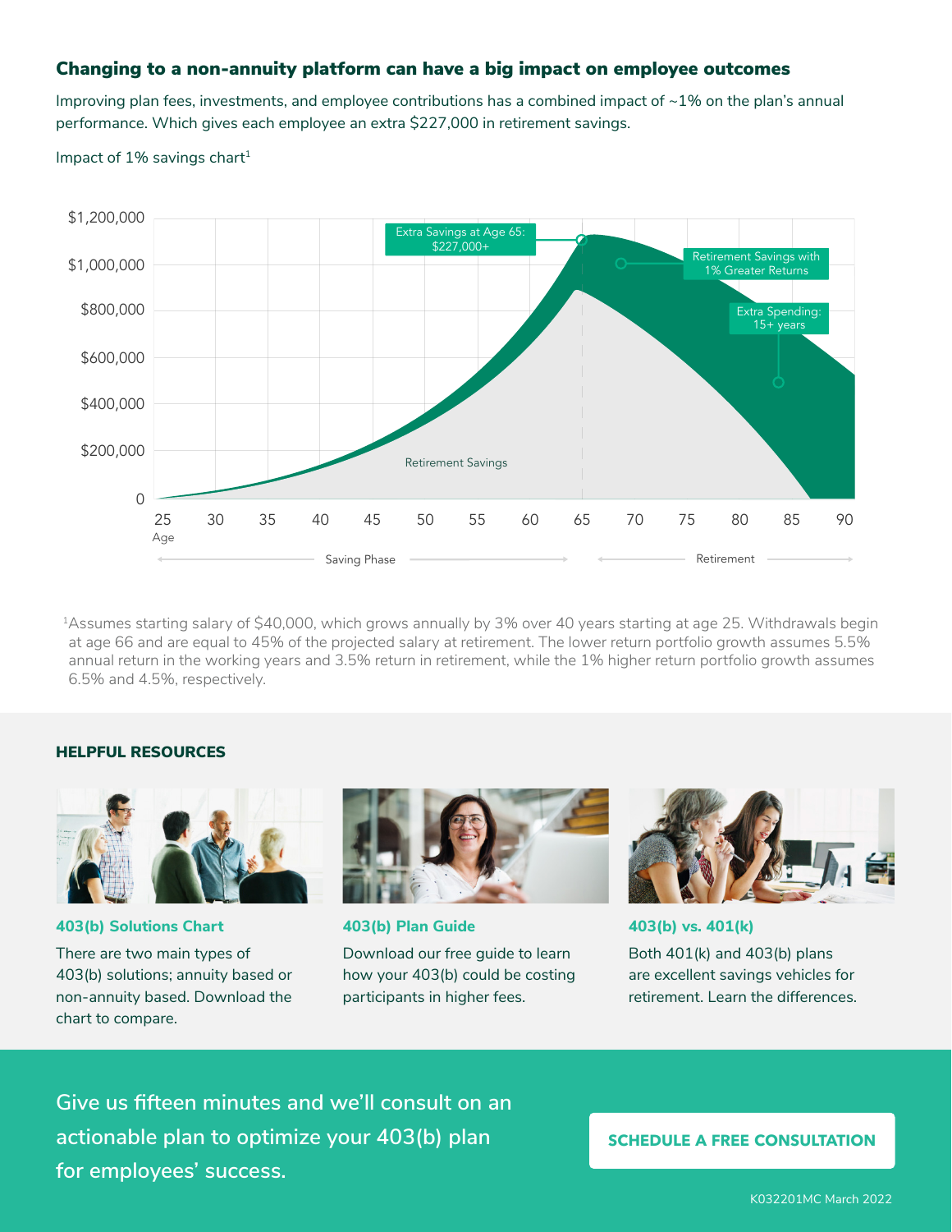## Changing to a non-annuity platform can have a big impact on employee outcomes

Improving plan fees, investments, and employee contributions has a combined impact of ~1% on the plan's annual performance. Which gives each employee an extra $227,000 in retirement savings.

Impact of 1% savings chart[1]

$1,200,000
$1,000,000
$800,000
$600,000
$400,000
$200,000
0

25 30 35 40 45 50 55 60 65 70 75 80 85 90
Age

Extra Savings at Age 65: $227,000+
Retirement Savings with 1% Greater Returns
Extra Spending: 15+ years
Retirement Savings

Saving Phase
Retirement

[1]Assumes starting salary of $40,000, which grows annually by 3% over 40 years starting at age 25. Withdrawals begin at age 66 and are equal to 45% of the projected salary at retirement. The lower return portfolio growth assumes 5.5% annual return in the working years and 3.5% return in retirement, while the 1% higher return portfolio growth assumes 6.5% and 4.5%, respectively.

### HELPFUL RESOURCES

**403(b) Solutions Chart**

There are two main types of 403(b) solutions; annuity based or non-annuity based. Download the chart to compare.

**403(b) Plan Guide**

Download our free guide to learn how your 403(b) could be costing participants in higher fees.

**403(b) vs. 401(k)**

Both 401(k) and 403(b) plans are excellent savings vehicles for retirement. Learn the differences.

Give us fifteen minutes and we'll consult on an actionable plan to optimize your 403(b) plan for employees' success.

**SCHEDULE A FREE CONSULTATION**

K032201MC March 2022